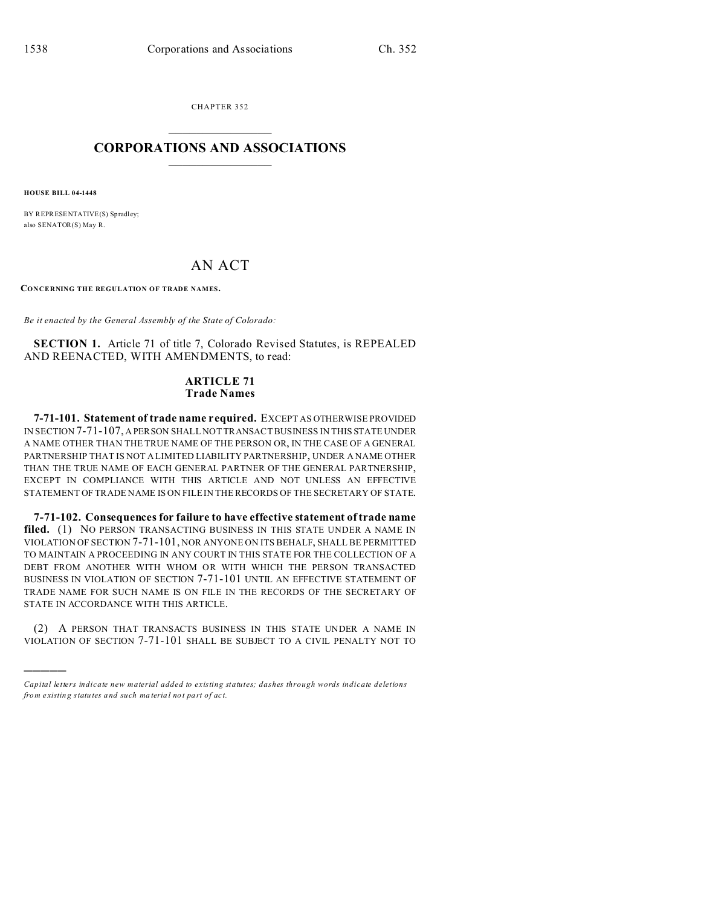CHAPTER 352

# CORPORATIONS AND ASSOCIATIONS

**HOUSE BILL 04-1448**

BY REPRESENTATIVE(S) Spradley;
also SENATOR(S) May R.

# AN ACT

**CONCERNING THE REGULATION OF TRADE NAMES.**

*Be it enacted by the General Assembly of the State of Colorado:*

**SECTION 1.** Article 71 of title 7, Colorado Revised Statutes, is REPEALED AND REENACTED, WITH AMENDMENTS, to read:

## ARTICLE 71
## Trade Names

**7-71-101. Statement of trade name required.** EXCEPT AS OTHERWISE PROVIDED IN SECTION 7-71-107, A PERSON SHALL NOT TRANSACT BUSINESS IN THIS STATE UNDER A NAME OTHER THAN THE TRUE NAME OF THE PERSON OR, IN THE CASE OF A GENERAL PARTNERSHIP THAT IS NOT A LIMITED LIABILITY PARTNERSHIP, UNDER A NAME OTHER THAN THE TRUE NAME OF EACH GENERAL PARTNER OF THE GENERAL PARTNERSHIP, EXCEPT IN COMPLIANCE WITH THIS ARTICLE AND NOT UNLESS AN EFFECTIVE STATEMENT OF TRADE NAME IS ON FILE IN THE RECORDS OF THE SECRETARY OF STATE.

**7-71-102. Consequences for failure to have effective statement of trade name filed.** (1) NO PERSON TRANSACTING BUSINESS IN THIS STATE UNDER A NAME IN VIOLATION OF SECTION 7-71-101, NOR ANYONE ON ITS BEHALF, SHALL BE PERMITTED TO MAINTAIN A PROCEEDING IN ANY COURT IN THIS STATE FOR THE COLLECTION OF A DEBT FROM ANOTHER WITH WHOM OR WITH WHICH THE PERSON TRANSACTED BUSINESS IN VIOLATION OF SECTION 7-71-101 UNTIL AN EFFECTIVE STATEMENT OF TRADE NAME FOR SUCH NAME IS ON FILE IN THE RECORDS OF THE SECRETARY OF STATE IN ACCORDANCE WITH THIS ARTICLE.

(2) A PERSON THAT TRANSACTS BUSINESS IN THIS STATE UNDER A NAME IN VIOLATION OF SECTION 7-71-101 SHALL BE SUBJECT TO A CIVIL PENALTY NOT TO

---

*Capital letters indicate new material added to existing statutes; dashes through words indicate deletions from existing statutes and such material not part of act.*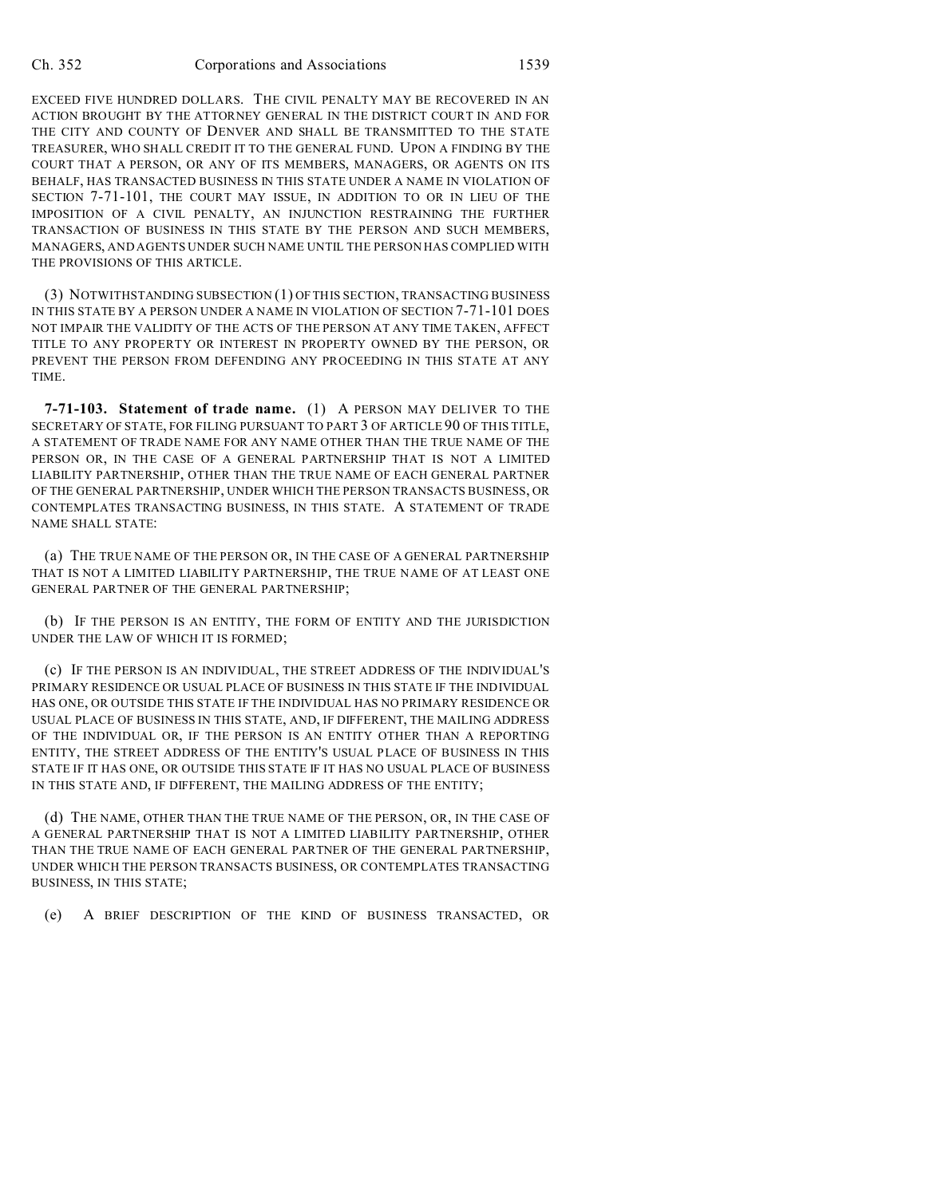EXCEED FIVE HUNDRED DOLLARS. THE CIVIL PENALTY MAY BE RECOVERED IN AN ACTION BROUGHT BY THE ATTORNEY GENERAL IN THE DISTRICT COURT IN AND FOR THE CITY AND COUNTY OF DENVER AND SHALL BE TRANSMITTED TO THE STATE TREASURER, WHO SHALL CREDIT IT TO THE GENERAL FUND. UPON A FINDING BY THE COURT THAT A PERSON, OR ANY OF ITS MEMBERS, MANAGERS, OR AGENTS ON ITS BEHALF, HAS TRANSACTED BUSINESS IN THIS STATE UNDER A NAME IN VIOLATION OF SECTION 7-71-101, THE COURT MAY ISSUE, IN ADDITION TO OR IN LIEU OF THE IMPOSITION OF A CIVIL PENALTY, AN INJUNCTION RESTRAINING THE FURTHER TRANSACTION OF BUSINESS IN THIS STATE BY THE PERSON AND SUCH MEMBERS, MANAGERS, AND AGENTS UNDER SUCH NAME UNTIL THE PERSON HAS COMPLIED WITH THE PROVISIONS OF THIS ARTICLE.

(3) NOTWITHSTANDING SUBSECTION (1) OF THIS SECTION, TRANSACTING BUSINESS IN THIS STATE BY A PERSON UNDER A NAME IN VIOLATION OF SECTION 7-71-101 DOES NOT IMPAIR THE VALIDITY OF THE ACTS OF THE PERSON AT ANY TIME TAKEN, AFFECT TITLE TO ANY PROPERTY OR INTEREST IN PROPERTY OWNED BY THE PERSON, OR PREVENT THE PERSON FROM DEFENDING ANY PROCEEDING IN THIS STATE AT ANY TIME.

**7-71-103. Statement of trade name.** (1) A PERSON MAY DELIVER TO THE SECRETARY OF STATE, FOR FILING PURSUANT TO PART 3 OF ARTICLE 90 OF THIS TITLE, A STATEMENT OF TRADE NAME FOR ANY NAME OTHER THAN THE TRUE NAME OF THE PERSON OR, IN THE CASE OF A GENERAL PARTNERSHIP THAT IS NOT A LIMITED LIABILITY PARTNERSHIP, OTHER THAN THE TRUE NAME OF EACH GENERAL PARTNER OF THE GENERAL PARTNERSHIP, UNDER WHICH THE PERSON TRANSACTS BUSINESS, OR CONTEMPLATES TRANSACTING BUSINESS, IN THIS STATE. A STATEMENT OF TRADE NAME SHALL STATE:

(a) THE TRUE NAME OF THE PERSON OR, IN THE CASE OF A GENERAL PARTNERSHIP THAT IS NOT A LIMITED LIABILITY PARTNERSHIP, THE TRUE NAME OF AT LEAST ONE GENERAL PARTNER OF THE GENERAL PARTNERSHIP;

(b) IF THE PERSON IS AN ENTITY, THE FORM OF ENTITY AND THE JURISDICTION UNDER THE LAW OF WHICH IT IS FORMED;

(c) IF THE PERSON IS AN INDIVIDUAL, THE STREET ADDRESS OF THE INDIVIDUAL'S PRIMARY RESIDENCE OR USUAL PLACE OF BUSINESS IN THIS STATE IF THE INDIVIDUAL HAS ONE, OR OUTSIDE THIS STATE IF THE INDIVIDUAL HAS NO PRIMARY RESIDENCE OR USUAL PLACE OF BUSINESS IN THIS STATE, AND, IF DIFFERENT, THE MAILING ADDRESS OF THE INDIVIDUAL OR, IF THE PERSON IS AN ENTITY OTHER THAN A REPORTING ENTITY, THE STREET ADDRESS OF THE ENTITY'S USUAL PLACE OF BUSINESS IN THIS STATE IF IT HAS ONE, OR OUTSIDE THIS STATE IF IT HAS NO USUAL PLACE OF BUSINESS IN THIS STATE AND, IF DIFFERENT, THE MAILING ADDRESS OF THE ENTITY;

(d) THE NAME, OTHER THAN THE TRUE NAME OF THE PERSON, OR, IN THE CASE OF A GENERAL PARTNERSHIP THAT IS NOT A LIMITED LIABILITY PARTNERSHIP, OTHER THAN THE TRUE NAME OF EACH GENERAL PARTNER OF THE GENERAL PARTNERSHIP, UNDER WHICH THE PERSON TRANSACTS BUSINESS, OR CONTEMPLATES TRANSACTING BUSINESS, IN THIS STATE;

(e) A BRIEF DESCRIPTION OF THE KIND OF BUSINESS TRANSACTED, OR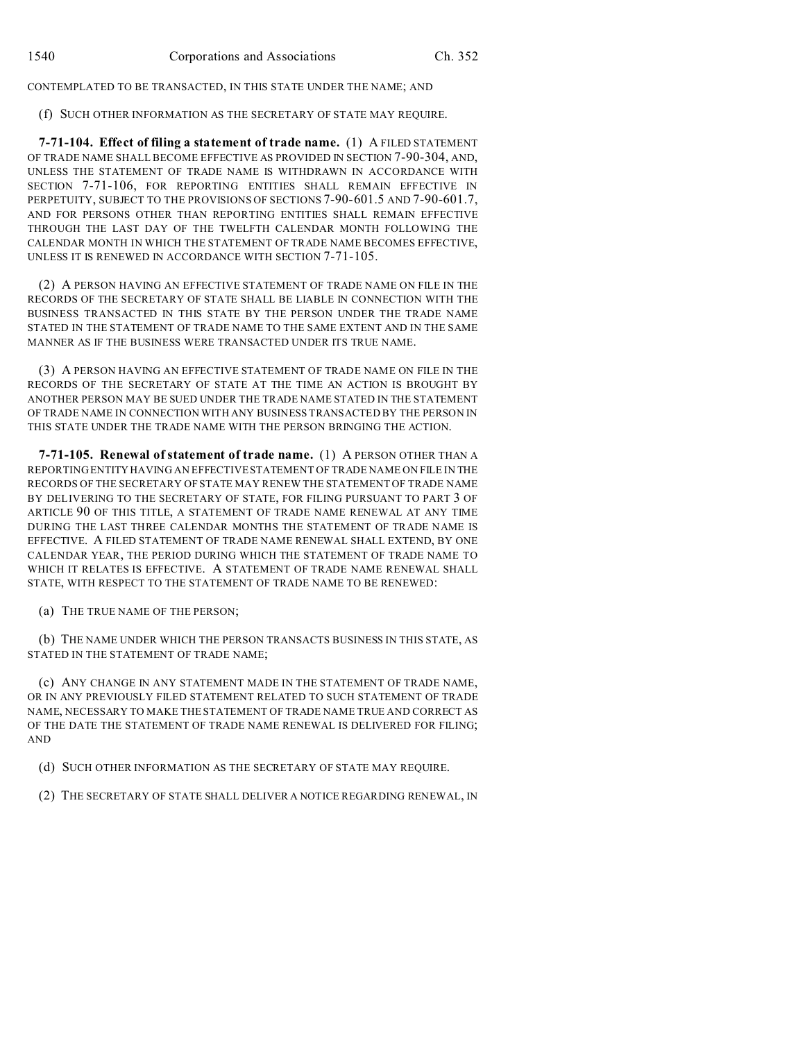CONTEMPLATED TO BE TRANSACTED, IN THIS STATE UNDER THE NAME; AND

(f) SUCH OTHER INFORMATION AS THE SECRETARY OF STATE MAY REQUIRE.

**7-71-104. Effect of filing a statement of trade name.** (1) A FILED STATEMENT OF TRADE NAME SHALL BECOME EFFECTIVE AS PROVIDED IN SECTION 7-90-304, AND, UNLESS THE STATEMENT OF TRADE NAME IS WITHDRAWN IN ACCORDANCE WITH SECTION 7-71-106, FOR REPORTING ENTITIES SHALL REMAIN EFFECTIVE IN PERPETUITY, SUBJECT TO THE PROVISIONS OF SECTIONS 7-90-601.5 AND 7-90-601.7, AND FOR PERSONS OTHER THAN REPORTING ENTITIES SHALL REMAIN EFFECTIVE THROUGH THE LAST DAY OF THE TWELFTH CALENDAR MONTH FOLLOWING THE CALENDAR MONTH IN WHICH THE STATEMENT OF TRADE NAME BECOMES EFFECTIVE, UNLESS IT IS RENEWED IN ACCORDANCE WITH SECTION 7-71-105.

(2) A PERSON HAVING AN EFFECTIVE STATEMENT OF TRADE NAME ON FILE IN THE RECORDS OF THE SECRETARY OF STATE SHALL BE LIABLE IN CONNECTION WITH THE BUSINESS TRANSACTED IN THIS STATE BY THE PERSON UNDER THE TRADE NAME STATED IN THE STATEMENT OF TRADE NAME TO THE SAME EXTENT AND IN THE SAME MANNER AS IF THE BUSINESS WERE TRANSACTED UNDER ITS TRUE NAME.

(3) A PERSON HAVING AN EFFECTIVE STATEMENT OF TRADE NAME ON FILE IN THE RECORDS OF THE SECRETARY OF STATE AT THE TIME AN ACTION IS BROUGHT BY ANOTHER PERSON MAY BE SUED UNDER THE TRADE NAME STATED IN THE STATEMENT OF TRADE NAME IN CONNECTION WITH ANY BUSINESS TRANSACTED BY THE PERSON IN THIS STATE UNDER THE TRADE NAME WITH THE PERSON BRINGING THE ACTION.

**7-71-105. Renewal of statement of trade name.** (1) A PERSON OTHER THAN A REPORTING ENTITY HAVING AN EFFECTIVE STATEMENT OF TRADE NAME ON FILE IN THE RECORDS OF THE SECRETARY OF STATE MAY RENEW THE STATEMENT OF TRADE NAME BY DELIVERING TO THE SECRETARY OF STATE, FOR FILING PURSUANT TO PART 3 OF ARTICLE 90 OF THIS TITLE, A STATEMENT OF TRADE NAME RENEWAL AT ANY TIME DURING THE LAST THREE CALENDAR MONTHS THE STATEMENT OF TRADE NAME IS EFFECTIVE. A FILED STATEMENT OF TRADE NAME RENEWAL SHALL EXTEND, BY ONE CALENDAR YEAR, THE PERIOD DURING WHICH THE STATEMENT OF TRADE NAME TO WHICH IT RELATES IS EFFECTIVE. A STATEMENT OF TRADE NAME RENEWAL SHALL STATE, WITH RESPECT TO THE STATEMENT OF TRADE NAME TO BE RENEWED:

(a) THE TRUE NAME OF THE PERSON;

(b) THE NAME UNDER WHICH THE PERSON TRANSACTS BUSINESS IN THIS STATE, AS STATED IN THE STATEMENT OF TRADE NAME;

(c) ANY CHANGE IN ANY STATEMENT MADE IN THE STATEMENT OF TRADE NAME, OR IN ANY PREVIOUSLY FILED STATEMENT RELATED TO SUCH STATEMENT OF TRADE NAME, NECESSARY TO MAKE THE STATEMENT OF TRADE NAME TRUE AND CORRECT AS OF THE DATE THE STATEMENT OF TRADE NAME RENEWAL IS DELIVERED FOR FILING; AND

(d) SUCH OTHER INFORMATION AS THE SECRETARY OF STATE MAY REQUIRE.

(2) THE SECRETARY OF STATE SHALL DELIVER A NOTICE REGARDING RENEWAL, IN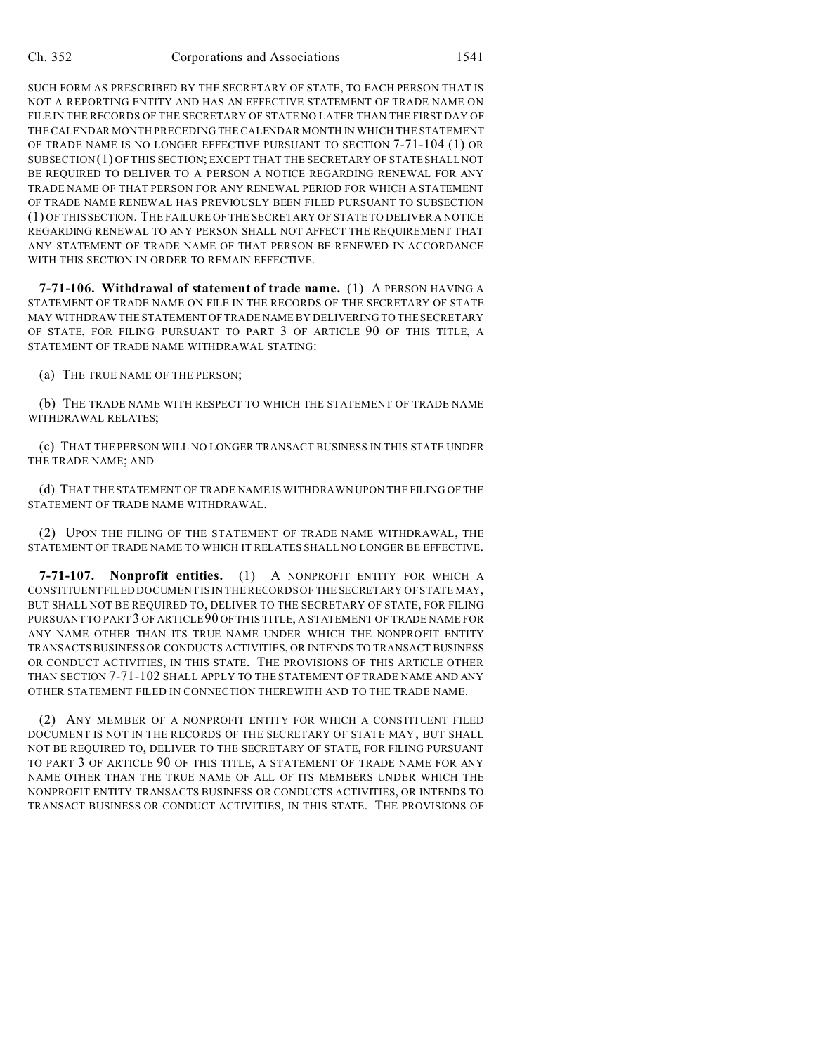SUCH FORM AS PRESCRIBED BY THE SECRETARY OF STATE, TO EACH PERSON THAT IS NOT A REPORTING ENTITY AND HAS AN EFFECTIVE STATEMENT OF TRADE NAME ON FILE IN THE RECORDS OF THE SECRETARY OF STATE NO LATER THAN THE FIRST DAY OF THE CALENDAR MONTH PRECEDING THE CALENDAR MONTH IN WHICH THE STATEMENT OF TRADE NAME IS NO LONGER EFFECTIVE PURSUANT TO SECTION 7-71-104 (1) OR SUBSECTION (1) OF THIS SECTION; EXCEPT THAT THE SECRETARY OF STATE SHALL NOT BE REQUIRED TO DELIVER TO A PERSON A NOTICE REGARDING RENEWAL FOR ANY TRADE NAME OF THAT PERSON FOR ANY RENEWAL PERIOD FOR WHICH A STATEMENT OF TRADE NAME RENEWAL HAS PREVIOUSLY BEEN FILED PURSUANT TO SUBSECTION (1) OF THIS SECTION. THE FAILURE OF THE SECRETARY OF STATE TO DELIVER A NOTICE REGARDING RENEWAL TO ANY PERSON SHALL NOT AFFECT THE REQUIREMENT THAT ANY STATEMENT OF TRADE NAME OF THAT PERSON BE RENEWED IN ACCORDANCE WITH THIS SECTION IN ORDER TO REMAIN EFFECTIVE.

**7-71-106. Withdrawal of statement of trade name.** (1) A PERSON HAVING A STATEMENT OF TRADE NAME ON FILE IN THE RECORDS OF THE SECRETARY OF STATE MAY WITHDRAW THE STATEMENT OF TRADE NAME BY DELIVERING TO THE SECRETARY OF STATE, FOR FILING PURSUANT TO PART 3 OF ARTICLE 90 OF THIS TITLE, A STATEMENT OF TRADE NAME WITHDRAWAL STATING:

(a) THE TRUE NAME OF THE PERSON;

(b) THE TRADE NAME WITH RESPECT TO WHICH THE STATEMENT OF TRADE NAME WITHDRAWAL RELATES;

(c) THAT THE PERSON WILL NO LONGER TRANSACT BUSINESS IN THIS STATE UNDER THE TRADE NAME; AND

(d) THAT THE STATEMENT OF TRADE NAME IS WITHDRAWN UPON THE FILING OF THE STATEMENT OF TRADE NAME WITHDRAWAL.

(2) UPON THE FILING OF THE STATEMENT OF TRADE NAME WITHDRAWAL, THE STATEMENT OF TRADE NAME TO WHICH IT RELATES SHALL NO LONGER BE EFFECTIVE.

**7-71-107. Nonprofit entities.** (1) A NONPROFIT ENTITY FOR WHICH A CONSTITUENT FILED DOCUMENT IS IN THE RECORDS OF THE SECRETARY OF STATE MAY, BUT SHALL NOT BE REQUIRED TO, DELIVER TO THE SECRETARY OF STATE, FOR FILING PURSUANT TO PART 3 OF ARTICLE 90 OF THIS TITLE, A STATEMENT OF TRADE NAME FOR ANY NAME OTHER THAN ITS TRUE NAME UNDER WHICH THE NONPROFIT ENTITY TRANSACTS BUSINESS OR CONDUCTS ACTIVITIES, OR INTENDS TO TRANSACT BUSINESS OR CONDUCT ACTIVITIES, IN THIS STATE. THE PROVISIONS OF THIS ARTICLE OTHER THAN SECTION 7-71-102 SHALL APPLY TO THE STATEMENT OF TRADE NAME AND ANY OTHER STATEMENT FILED IN CONNECTION THEREWITH AND TO THE TRADE NAME.

(2) ANY MEMBER OF A NONPROFIT ENTITY FOR WHICH A CONSTITUENT FILED DOCUMENT IS NOT IN THE RECORDS OF THE SECRETARY OF STATE MAY, BUT SHALL NOT BE REQUIRED TO, DELIVER TO THE SECRETARY OF STATE, FOR FILING PURSUANT TO PART 3 OF ARTICLE 90 OF THIS TITLE, A STATEMENT OF TRADE NAME FOR ANY NAME OTHER THAN THE TRUE NAME OF ALL OF ITS MEMBERS UNDER WHICH THE NONPROFIT ENTITY TRANSACTS BUSINESS OR CONDUCTS ACTIVITIES, OR INTENDS TO TRANSACT BUSINESS OR CONDUCT ACTIVITIES, IN THIS STATE. THE PROVISIONS OF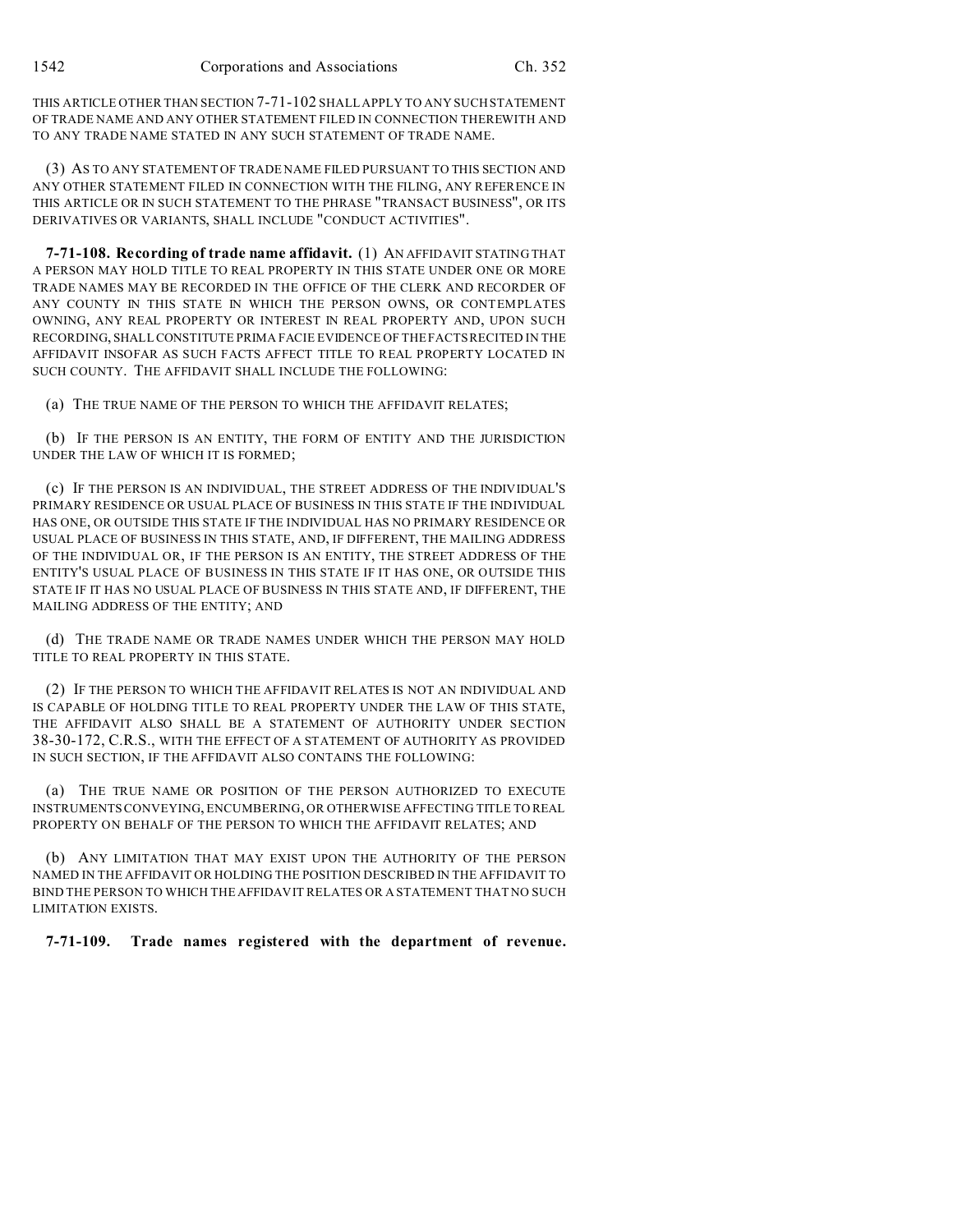THIS ARTICLE OTHER THAN SECTION 7-71-102 SHALL APPLY TO ANY SUCH STATEMENT OF TRADE NAME AND ANY OTHER STATEMENT FILED IN CONNECTION THEREWITH AND TO ANY TRADE NAME STATED IN ANY SUCH STATEMENT OF TRADE NAME.

(3) AS TO ANY STATEMENT OF TRADE NAME FILED PURSUANT TO THIS SECTION AND ANY OTHER STATEMENT FILED IN CONNECTION WITH THE FILING, ANY REFERENCE IN THIS ARTICLE OR IN SUCH STATEMENT TO THE PHRASE "TRANSACT BUSINESS", OR ITS DERIVATIVES OR VARIANTS, SHALL INCLUDE "CONDUCT ACTIVITIES".

**7-71-108. Recording of trade name affidavit.** (1) AN AFFIDAVIT STATING THAT A PERSON MAY HOLD TITLE TO REAL PROPERTY IN THIS STATE UNDER ONE OR MORE TRADE NAMES MAY BE RECORDED IN THE OFFICE OF THE CLERK AND RECORDER OF ANY COUNTY IN THIS STATE IN WHICH THE PERSON OWNS, OR CONTEMPLATES OWNING, ANY REAL PROPERTY OR INTEREST IN REAL PROPERTY AND, UPON SUCH RECORDING, SHALL CONSTITUTE PRIMA FACIE EVIDENCE OF THE FACTS RECITED IN THE AFFIDAVIT INSOFAR AS SUCH FACTS AFFECT TITLE TO REAL PROPERTY LOCATED IN SUCH COUNTY. THE AFFIDAVIT SHALL INCLUDE THE FOLLOWING:

(a) THE TRUE NAME OF THE PERSON TO WHICH THE AFFIDAVIT RELATES;

(b) IF THE PERSON IS AN ENTITY, THE FORM OF ENTITY AND THE JURISDICTION UNDER THE LAW OF WHICH IT IS FORMED;

(c) IF THE PERSON IS AN INDIVIDUAL, THE STREET ADDRESS OF THE INDIVIDUAL'S PRIMARY RESIDENCE OR USUAL PLACE OF BUSINESS IN THIS STATE IF THE INDIVIDUAL HAS ONE, OR OUTSIDE THIS STATE IF THE INDIVIDUAL HAS NO PRIMARY RESIDENCE OR USUAL PLACE OF BUSINESS IN THIS STATE, AND, IF DIFFERENT, THE MAILING ADDRESS OF THE INDIVIDUAL OR, IF THE PERSON IS AN ENTITY, THE STREET ADDRESS OF THE ENTITY'S USUAL PLACE OF BUSINESS IN THIS STATE IF IT HAS ONE, OR OUTSIDE THIS STATE IF IT HAS NO USUAL PLACE OF BUSINESS IN THIS STATE AND, IF DIFFERENT, THE MAILING ADDRESS OF THE ENTITY; AND

(d) THE TRADE NAME OR TRADE NAMES UNDER WHICH THE PERSON MAY HOLD TITLE TO REAL PROPERTY IN THIS STATE.

(2) IF THE PERSON TO WHICH THE AFFIDAVIT RELATES IS NOT AN INDIVIDUAL AND IS CAPABLE OF HOLDING TITLE TO REAL PROPERTY UNDER THE LAW OF THIS STATE, THE AFFIDAVIT ALSO SHALL BE A STATEMENT OF AUTHORITY UNDER SECTION 38-30-172, C.R.S., WITH THE EFFECT OF A STATEMENT OF AUTHORITY AS PROVIDED IN SUCH SECTION, IF THE AFFIDAVIT ALSO CONTAINS THE FOLLOWING:

(a) THE TRUE NAME OR POSITION OF THE PERSON AUTHORIZED TO EXECUTE INSTRUMENTS CONVEYING, ENCUMBERING, OR OTHERWISE AFFECTING TITLE TO REAL PROPERTY ON BEHALF OF THE PERSON TO WHICH THE AFFIDAVIT RELATES; AND

(b) ANY LIMITATION THAT MAY EXIST UPON THE AUTHORITY OF THE PERSON NAMED IN THE AFFIDAVIT OR HOLDING THE POSITION DESCRIBED IN THE AFFIDAVIT TO BIND THE PERSON TO WHICH THE AFFIDAVIT RELATES OR A STATEMENT THAT NO SUCH LIMITATION EXISTS.

**7-71-109. Trade names registered with the department of revenue.**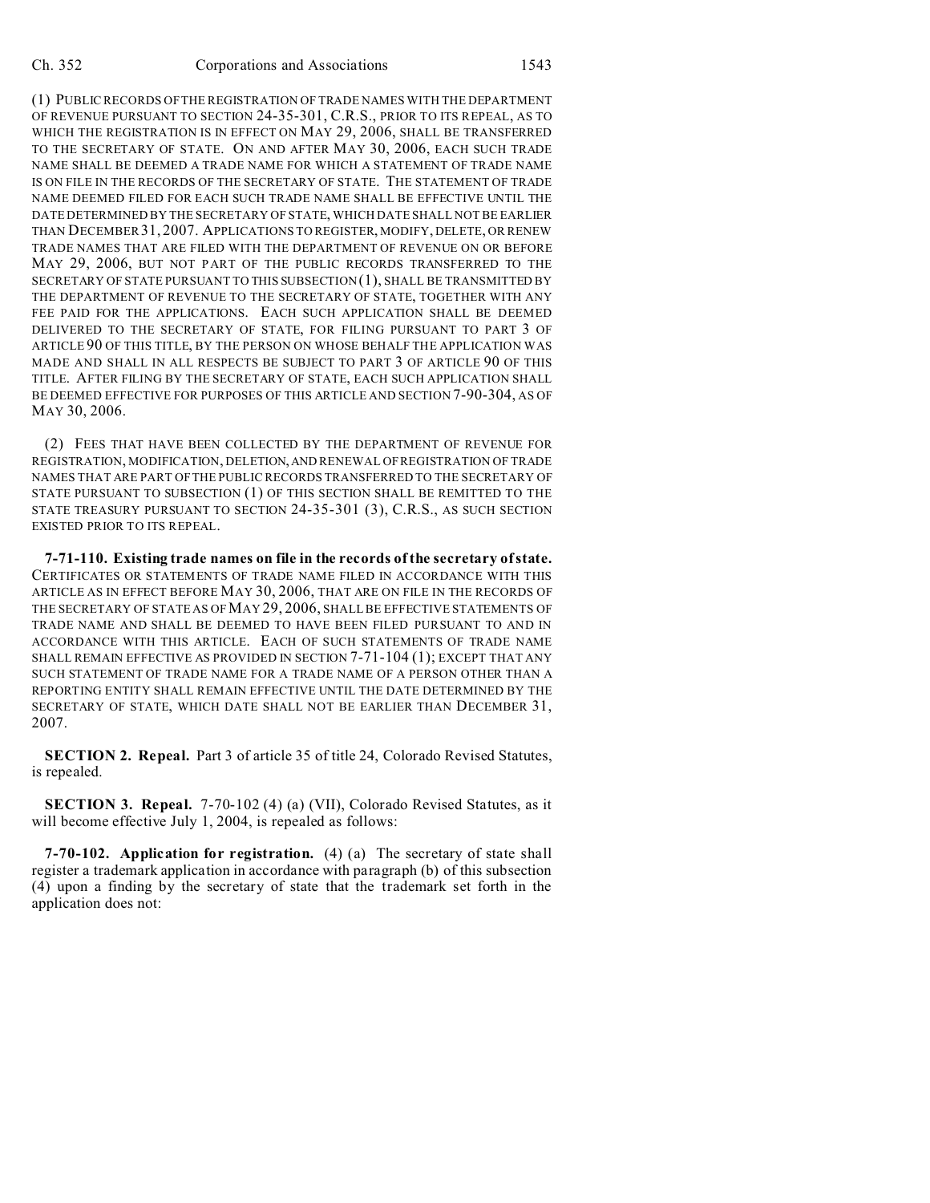(1) PUBLIC RECORDS OF THE REGISTRATION OF TRADE NAMES WITH THE DEPARTMENT OF REVENUE PURSUANT TO SECTION 24-35-301, C.R.S., PRIOR TO ITS REPEAL, AS TO WHICH THE REGISTRATION IS IN EFFECT ON MAY 29, 2006, SHALL BE TRANSFERRED TO THE SECRETARY OF STATE. ON AND AFTER MAY 30, 2006, EACH SUCH TRADE NAME SHALL BE DEEMED A TRADE NAME FOR WHICH A STATEMENT OF TRADE NAME IS ON FILE IN THE RECORDS OF THE SECRETARY OF STATE. THE STATEMENT OF TRADE NAME DEEMED FILED FOR EACH SUCH TRADE NAME SHALL BE EFFECTIVE UNTIL THE DATE DETERMINED BY THE SECRETARY OF STATE, WHICH DATE SHALL NOT BE EARLIER THAN DECEMBER 31, 2007. APPLICATIONS TO REGISTER, MODIFY, DELETE, OR RENEW TRADE NAMES THAT ARE FILED WITH THE DEPARTMENT OF REVENUE ON OR BEFORE MAY 29, 2006, BUT NOT PART OF THE PUBLIC RECORDS TRANSFERRED TO THE SECRETARY OF STATE PURSUANT TO THIS SUBSECTION (1), SHALL BE TRANSMITTED BY THE DEPARTMENT OF REVENUE TO THE SECRETARY OF STATE, TOGETHER WITH ANY FEE PAID FOR THE APPLICATIONS. EACH SUCH APPLICATION SHALL BE DEEMED DELIVERED TO THE SECRETARY OF STATE, FOR FILING PURSUANT TO PART 3 OF ARTICLE 90 OF THIS TITLE, BY THE PERSON ON WHOSE BEHALF THE APPLICATION WAS MADE AND SHALL IN ALL RESPECTS BE SUBJECT TO PART 3 OF ARTICLE 90 OF THIS TITLE. AFTER FILING BY THE SECRETARY OF STATE, EACH SUCH APPLICATION SHALL BE DEEMED EFFECTIVE FOR PURPOSES OF THIS ARTICLE AND SECTION 7-90-304, AS OF MAY 30, 2006.

(2) FEES THAT HAVE BEEN COLLECTED BY THE DEPARTMENT OF REVENUE FOR REGISTRATION, MODIFICATION, DELETION, AND RENEWAL OF REGISTRATION OF TRADE NAMES THAT ARE PART OF THE PUBLIC RECORDS TRANSFERRED TO THE SECRETARY OF STATE PURSUANT TO SUBSECTION (1) OF THIS SECTION SHALL BE REMITTED TO THE STATE TREASURY PURSUANT TO SECTION 24-35-301 (3), C.R.S., AS SUCH SECTION EXISTED PRIOR TO ITS REPEAL.

**7-71-110. Existing trade names on file in the records of the secretary of state.** CERTIFICATES OR STATEMENTS OF TRADE NAME FILED IN ACCORDANCE WITH THIS ARTICLE AS IN EFFECT BEFORE MAY 30, 2006, THAT ARE ON FILE IN THE RECORDS OF THE SECRETARY OF STATE AS OF MAY 29, 2006, SHALL BE EFFECTIVE STATEMENTS OF TRADE NAME AND SHALL BE DEEMED TO HAVE BEEN FILED PURSUANT TO AND IN ACCORDANCE WITH THIS ARTICLE. EACH OF SUCH STATEMENTS OF TRADE NAME SHALL REMAIN EFFECTIVE AS PROVIDED IN SECTION 7-71-104 (1); EXCEPT THAT ANY SUCH STATEMENT OF TRADE NAME FOR A TRADE NAME OF A PERSON OTHER THAN A REPORTING ENTITY SHALL REMAIN EFFECTIVE UNTIL THE DATE DETERMINED BY THE SECRETARY OF STATE, WHICH DATE SHALL NOT BE EARLIER THAN DECEMBER 31, 2007.

**SECTION 2. Repeal.** Part 3 of article 35 of title 24, Colorado Revised Statutes, is repealed.

**SECTION 3. Repeal.** 7-70-102 (4) (a) (VII), Colorado Revised Statutes, as it will become effective July 1, 2004, is repealed as follows:

**7-70-102. Application for registration.** (4) (a) The secretary of state shall register a trademark application in accordance with paragraph (b) of this subsection (4) upon a finding by the secretary of state that the trademark set forth in the application does not: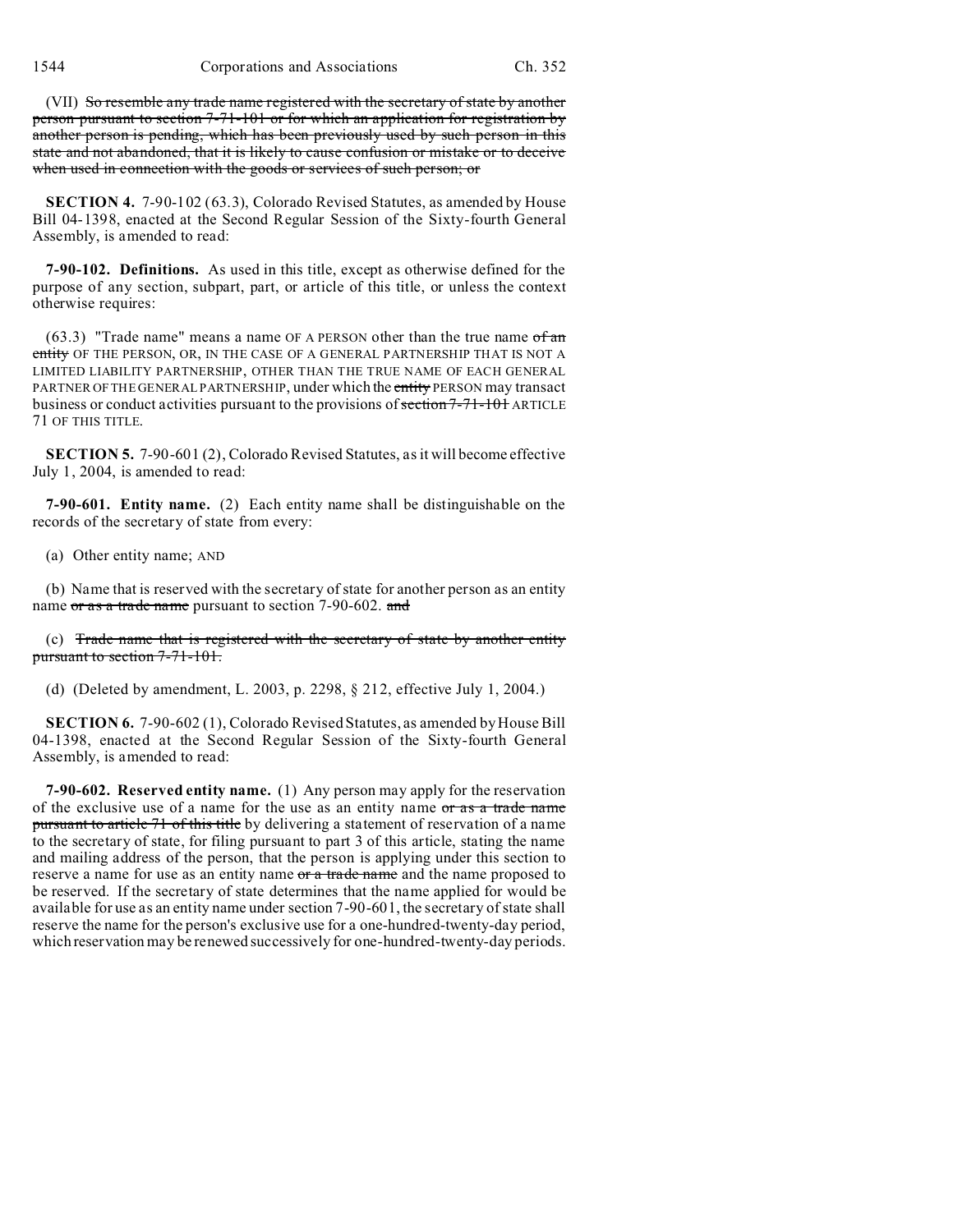(VII) ~~So resemble any trade name registered with the secretary of state by another person pursuant to section 7-71-101 or for which an application for registration by another person is pending, which has been previously used by such person in this state and not abandoned, that it is likely to cause confusion or mistake or to deceive when used in connection with the goods or services of such person; or~~

**SECTION 4.** 7-90-102 (63.3), Colorado Revised Statutes, as amended by House Bill 04-1398, enacted at the Second Regular Session of the Sixty-fourth General Assembly, is amended to read:

**7-90-102. Definitions.** As used in this title, except as otherwise defined for the purpose of any section, subpart, part, or article of this title, or unless the context otherwise requires:

(63.3) "Trade name" means a name OF A PERSON other than the true name ~~of an entity~~ OF THE PERSON, OR, IN THE CASE OF A GENERAL PARTNERSHIP THAT IS NOT A LIMITED LIABILITY PARTNERSHIP, OTHER THAN THE TRUE NAME OF EACH GENERAL PARTNER OF THE GENERAL PARTNERSHIP, under which the ~~entity~~ PERSON may transact business or conduct activities pursuant to the provisions of ~~section 7-71-101~~ ARTICLE 71 OF THIS TITLE.

**SECTION 5.** 7-90-601 (2), Colorado Revised Statutes, as it will become effective July 1, 2004, is amended to read:

**7-90-601. Entity name.** (2) Each entity name shall be distinguishable on the records of the secretary of state from every:

(a) Other entity name; AND

(b) Name that is reserved with the secretary of state for another person as an entity name ~~or as a trade name~~ pursuant to section 7-90-602. ~~and~~

(c) ~~Trade name that is registered with the secretary of state by another entity pursuant to section 7-71-101.~~

(d) (Deleted by amendment, L. 2003, p. 2298, § 212, effective July 1, 2004.)

**SECTION 6.** 7-90-602 (1), Colorado Revised Statutes, as amended by House Bill 04-1398, enacted at the Second Regular Session of the Sixty-fourth General Assembly, is amended to read:

**7-90-602. Reserved entity name.** (1) Any person may apply for the reservation of the exclusive use of a name for the use as an entity name ~~or as a trade name pursuant to article 71 of this title~~ by delivering a statement of reservation of a name to the secretary of state, for filing pursuant to part 3 of this article, stating the name and mailing address of the person, that the person is applying under this section to reserve a name for use as an entity name ~~or a trade name~~ and the name proposed to be reserved. If the secretary of state determines that the name applied for would be available for use as an entity name under section 7-90-601, the secretary of state shall reserve the name for the person's exclusive use for a one-hundred-twenty-day period, which reservation may be renewed successively for one-hundred-twenty-day periods.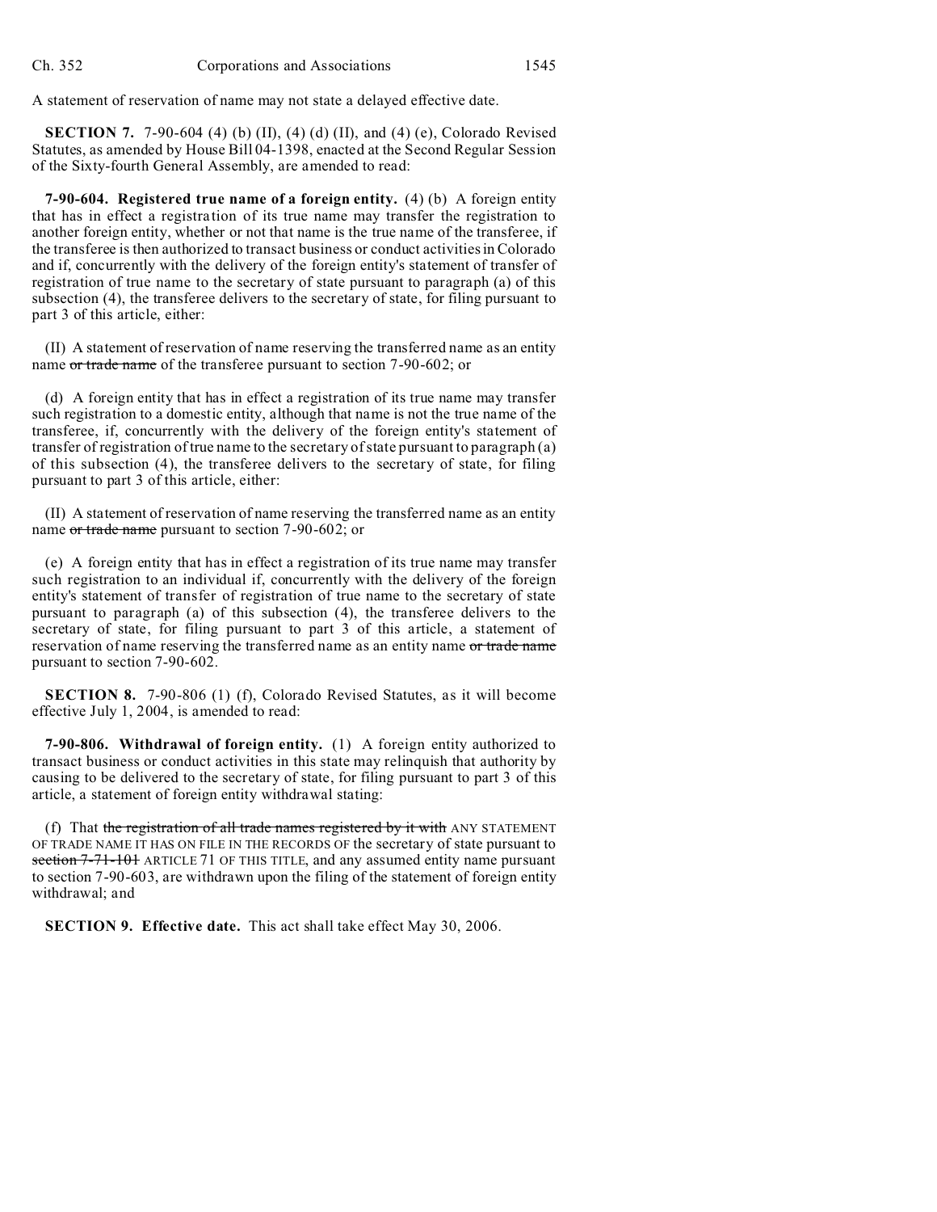A statement of reservation of name may not state a delayed effective date.

**SECTION 7.** 7-90-604 (4) (b) (II), (4) (d) (II), and (4) (e), Colorado Revised Statutes, as amended by House Bill 04-1398, enacted at the Second Regular Session of the Sixty-fourth General Assembly, are amended to read:

**7-90-604. Registered true name of a foreign entity.** (4) (b) A foreign entity that has in effect a registration of its true name may transfer the registration to another foreign entity, whether or not that name is the true name of the transferee, if the transferee is then authorized to transact business or conduct activities in Colorado and if, concurrently with the delivery of the foreign entity's statement of transfer of registration of true name to the secretary of state pursuant to paragraph (a) of this subsection (4), the transferee delivers to the secretary of state, for filing pursuant to part 3 of this article, either:

(II) A statement of reservation of name reserving the transferred name as an entity name ~~or trade name~~ of the transferee pursuant to section 7-90-602; or

(d) A foreign entity that has in effect a registration of its true name may transfer such registration to a domestic entity, although that name is not the true name of the transferee, if, concurrently with the delivery of the foreign entity's statement of transfer of registration of true name to the secretary of state pursuant to paragraph (a) of this subsection (4), the transferee delivers to the secretary of state, for filing pursuant to part 3 of this article, either:

(II) A statement of reservation of name reserving the transferred name as an entity name ~~or trade name~~ pursuant to section 7-90-602; or

(e) A foreign entity that has in effect a registration of its true name may transfer such registration to an individual if, concurrently with the delivery of the foreign entity's statement of transfer of registration of true name to the secretary of state pursuant to paragraph (a) of this subsection (4), the transferee delivers to the secretary of state, for filing pursuant to part 3 of this article, a statement of reservation of name reserving the transferred name as an entity name ~~or trade name~~ pursuant to section 7-90-602.

**SECTION 8.** 7-90-806 (1) (f), Colorado Revised Statutes, as it will become effective July 1, 2004, is amended to read:

**7-90-806. Withdrawal of foreign entity.** (1) A foreign entity authorized to transact business or conduct activities in this state may relinquish that authority by causing to be delivered to the secretary of state, for filing pursuant to part 3 of this article, a statement of foreign entity withdrawal stating:

(f) That ~~the registration of all trade names registered by it with~~ ANY STATEMENT OF TRADE NAME IT HAS ON FILE IN THE RECORDS OF the secretary of state pursuant to ~~section 7-71-101~~ ARTICLE 71 OF THIS TITLE, and any assumed entity name pursuant to section 7-90-603, are withdrawn upon the filing of the statement of foreign entity withdrawal; and

**SECTION 9. Effective date.** This act shall take effect May 30, 2006.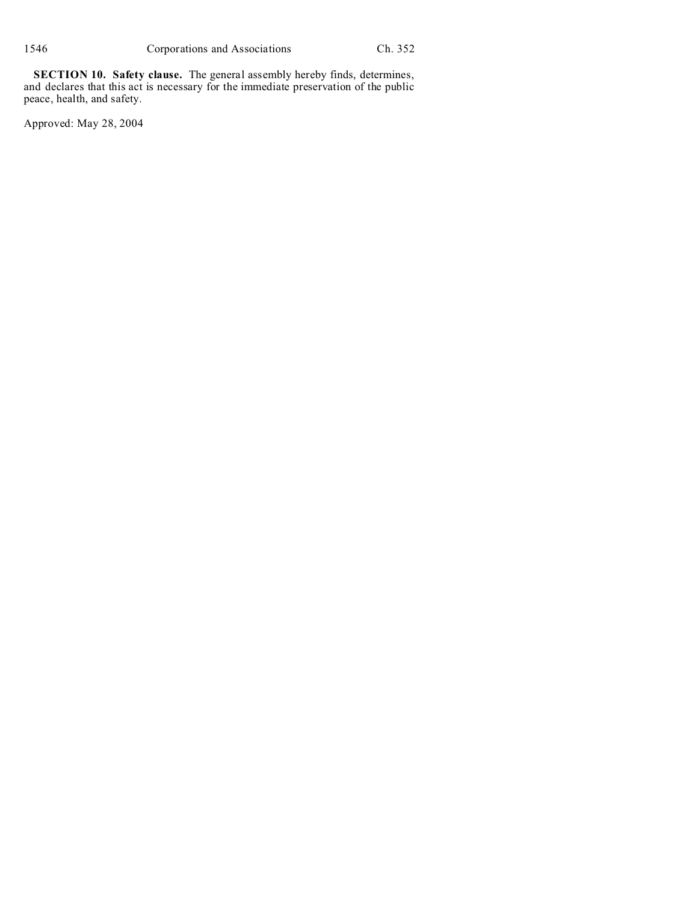**SECTION 10. Safety clause.** The general assembly hereby finds, determines, and declares that this act is necessary for the immediate preservation of the public peace, health, and safety.

Approved: May 28, 2004